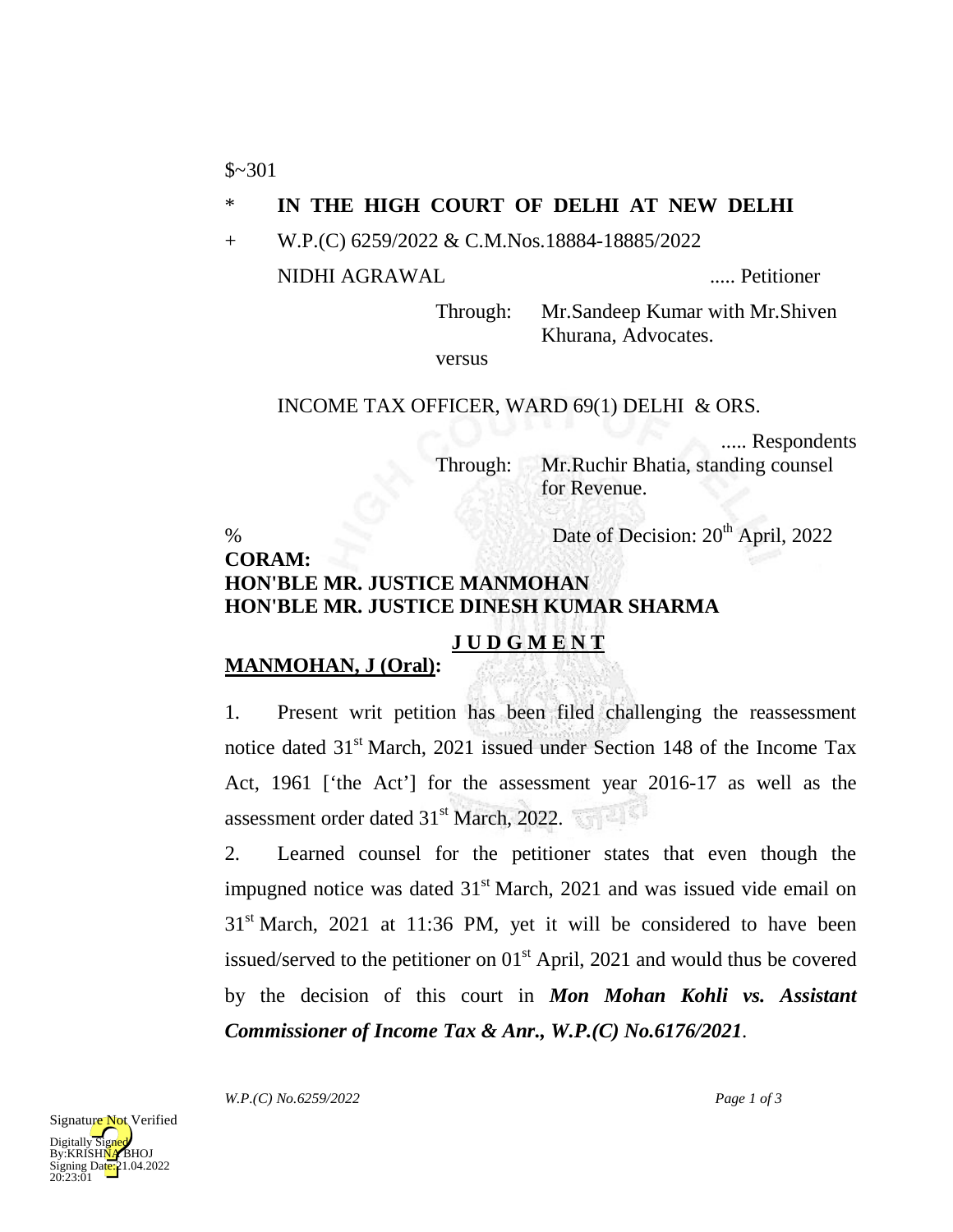$~301

\* **IN THE HIGH COURT OF DELHI AT NEW DELHI**

\+ W.P.(C) 6259/2022 & C.M.Nos.18884-18885/2022

NIDHI AGRAWAL ..... Petitioner

Through: Mr.Sandeep Kumar with Mr.Shiven Khurana, Advocates.

versus

INCOME TAX OFFICER, WARD 69(1) DELHI & ORS.

..... Respondents

Through: Mr.Ruchir Bhatia, standing counsel for Revenue.

% Date of Decision: 20th April, 2022

**CORAM:**
**HON'BLE MR. JUSTICE MANMOHAN**
**HON'BLE MR. JUSTICE DINESH KUMAR SHARMA**

**J U D G M E N T**

**MANMOHAN, J (Oral):**

1. Present writ petition has been filed challenging the reassessment notice dated 31st March, 2021 issued under Section 148 of the Income Tax Act, 1961 ['the Act'] for the assessment year 2016-17 as well as the assessment order dated 31st March, 2022.

2. Learned counsel for the petitioner states that even though the impugned notice was dated 31st March, 2021 and was issued vide email on 31st March, 2021 at 11:36 PM, yet it will be considered to have been issued/served to the petitioner on 01st April, 2021 and would thus be covered by the decision of this court in ***Mon Mohan Kohli vs. Assistant Commissioner of Income Tax & Anr., W.P.(C) No.6176/2021***.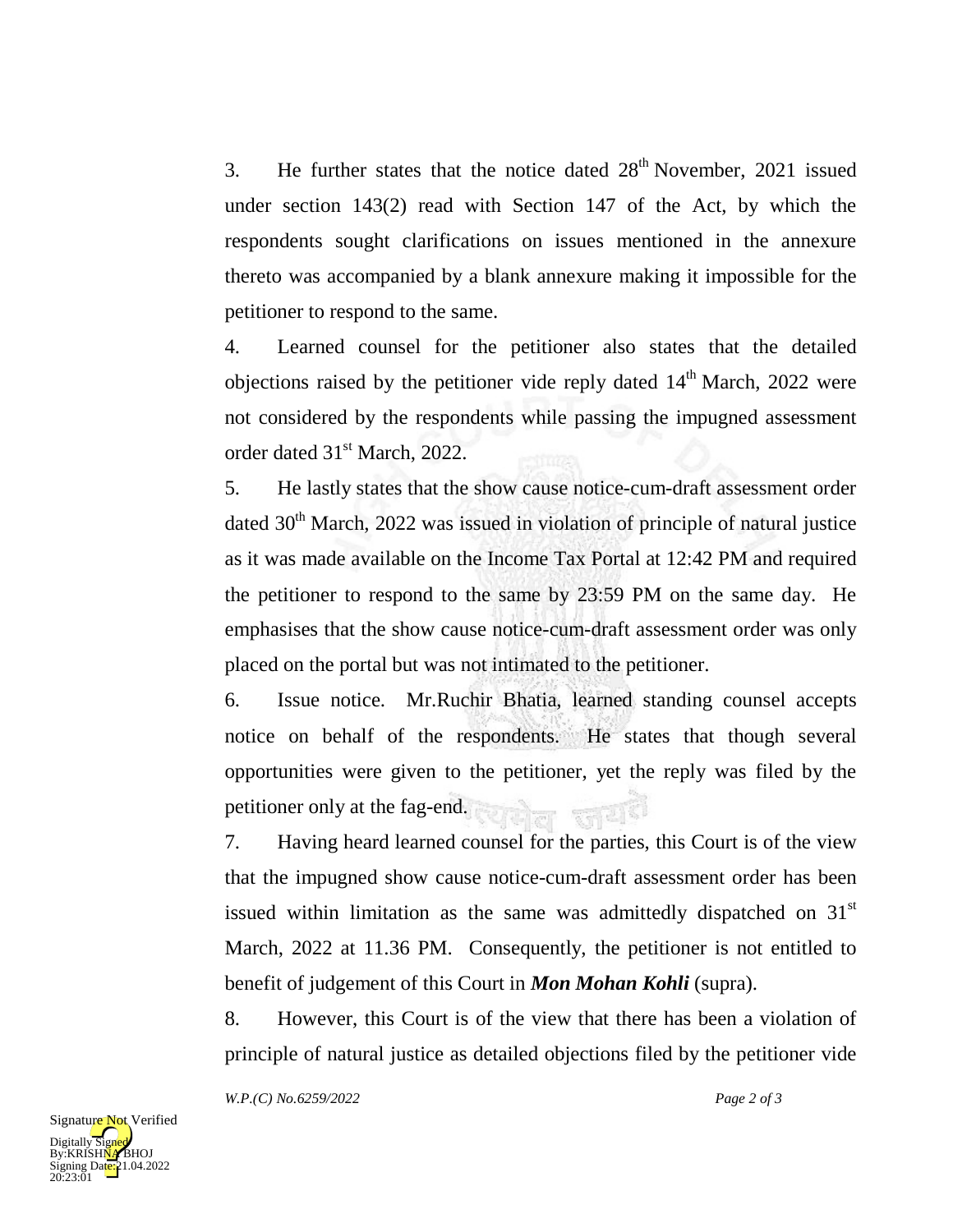3. He further states that the notice dated 28th November, 2021 issued under section 143(2) read with Section 147 of the Act, by which the respondents sought clarifications on issues mentioned in the annexure thereto was accompanied by a blank annexure making it impossible for the petitioner to respond to the same.

4. Learned counsel for the petitioner also states that the detailed objections raised by the petitioner vide reply dated 14th March, 2022 were not considered by the respondents while passing the impugned assessment order dated 31st March, 2022.

5. He lastly states that the show cause notice-cum-draft assessment order dated 30th March, 2022 was issued in violation of principle of natural justice as it was made available on the Income Tax Portal at 12:42 PM and required the petitioner to respond to the same by 23:59 PM on the same day. He emphasises that the show cause notice-cum-draft assessment order was only placed on the portal but was not intimated to the petitioner.

6. Issue notice. Mr.Ruchir Bhatia, learned standing counsel accepts notice on behalf of the respondents. He states that though several opportunities were given to the petitioner, yet the reply was filed by the petitioner only at the fag-end.

7. Having heard learned counsel for the parties, this Court is of the view that the impugned show cause notice-cum-draft assessment order has been issued within limitation as the same was admittedly dispatched on 31st March, 2022 at 11.36 PM. Consequently, the petitioner is not entitled to benefit of judgement of this Court in ***Mon Mohan Kohli*** (supra).

8. However, this Court is of the view that there has been a violation of principle of natural justice as detailed objections filed by the petitioner vide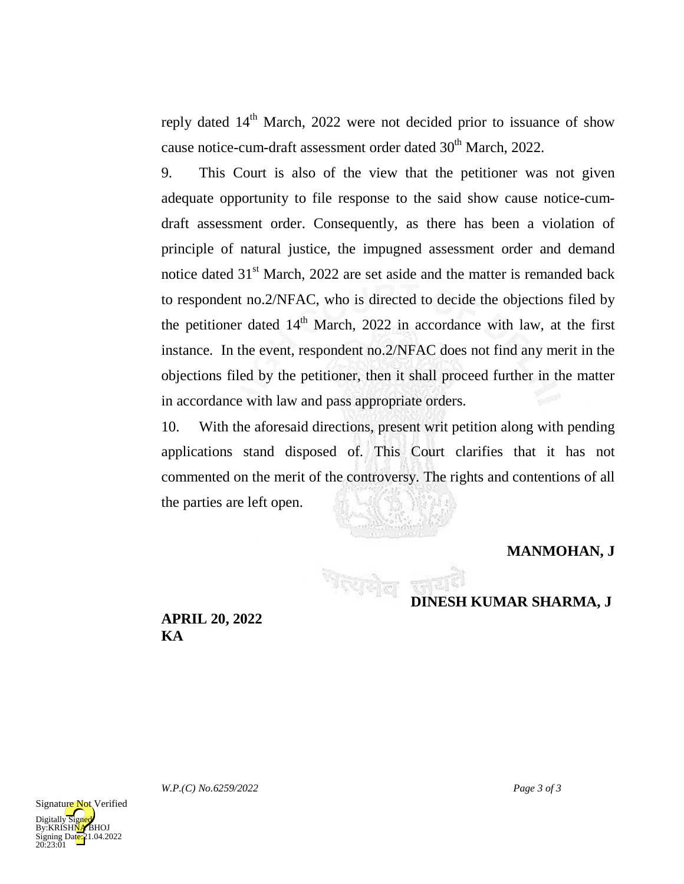reply dated 14th March, 2022 were not decided prior to issuance of show cause notice-cum-draft assessment order dated 30th March, 2022.

9. This Court is also of the view that the petitioner was not given adequate opportunity to file response to the said show cause notice-cum-draft assessment order. Consequently, as there has been a violation of principle of natural justice, the impugned assessment order and demand notice dated 31st March, 2022 are set aside and the matter is remanded back to respondent no.2/NFAC, who is directed to decide the objections filed by the petitioner dated 14th March, 2022 in accordance with law, at the first instance. In the event, respondent no.2/NFAC does not find any merit in the objections filed by the petitioner, then it shall proceed further in the matter in accordance with law and pass appropriate orders.

10. With the aforesaid directions, present writ petition along with pending applications stand disposed of. This Court clarifies that it has not commented on the merit of the controversy. The rights and contentions of all the parties are left open.

**MANMOHAN, J**

**DINESH KUMAR SHARMA, J**

**APRIL 20, 2022**
**KA**

Signature Not Verified
Digitally Signed By:KRISHNA BHOJ
Signing Date:21.04.2022 20:23:01